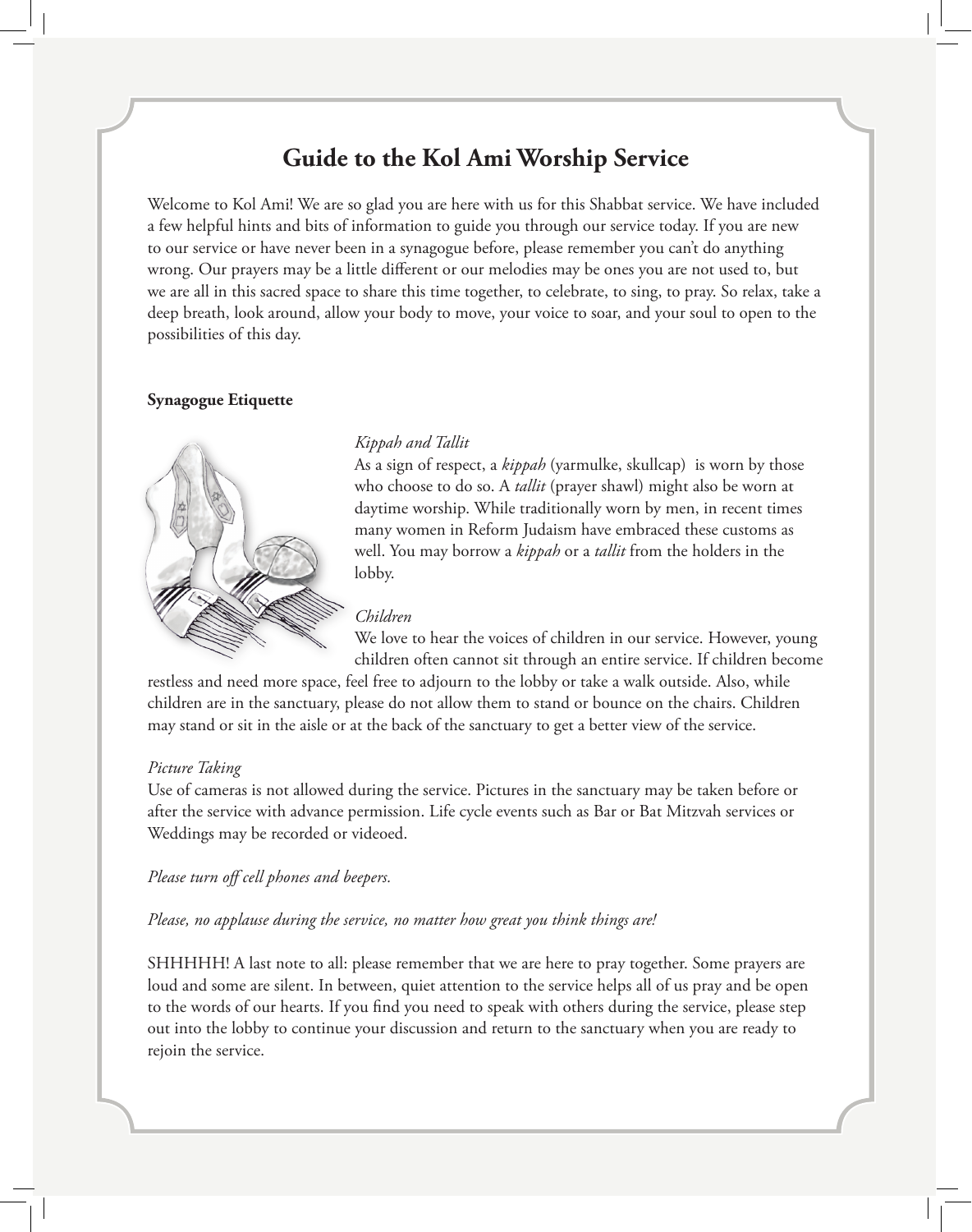# Guide to the Kol Ami Worship Service

Welcome to Kol Ami! We are so glad you are here with us for this Shabbat service. We have included a few helpful hints and bits of information to guide you through our service today. If you are new to our service or have never been in a synagogue before, please remember you can't do anything wrong. Our prayers may be a little different or our melodies may be ones you are not used to, but we are all in this sacred space to share this time together, to celebrate, to sing, to pray. So relax, take a deep breath, look around, allow your body to move, your voice to soar, and your soul to open to the possibilities of this day.

**Synagogue Etiquette**

*Kippah and Tallit*

As a sign of respect, a *kippah* (yarmulke, skullcap) is worn by those who choose to do so. A *tallit* (prayer shawl) might also be worn at daytime worship. While traditionally worn by men, in recent times many women in Reform Judaism have embraced these customs as well. You may borrow a *kippah* or a *tallit* from the holders in the lobby.

*Children*

We love to hear the voices of children in our service. However, young children often cannot sit through an entire service. If children become restless and need more space, feel free to adjourn to the lobby or take a walk outside. Also, while children are in the sanctuary, please do not allow them to stand or bounce on the chairs. Children may stand or sit in the aisle or at the back of the sanctuary to get a better view of the service.

*Picture Taking*

Use of cameras is not allowed during the service. Pictures in the sanctuary may be taken before or after the service with advance permission. Life cycle events such as Bar or Bat Mitzvah services or Weddings may be recorded or videoed.

*Please turn off cell phones and beepers.*

*Please, no applause during the service, no matter how great you think things are!*

SHHHHH! A last note to all: please remember that we are here to pray together. Some prayers are loud and some are silent. In between, quiet attention to the service helps all of us pray and be open to the words of our hearts. If you find you need to speak with others during the service, please step out into the lobby to continue your discussion and return to the sanctuary when you are ready to rejoin the service.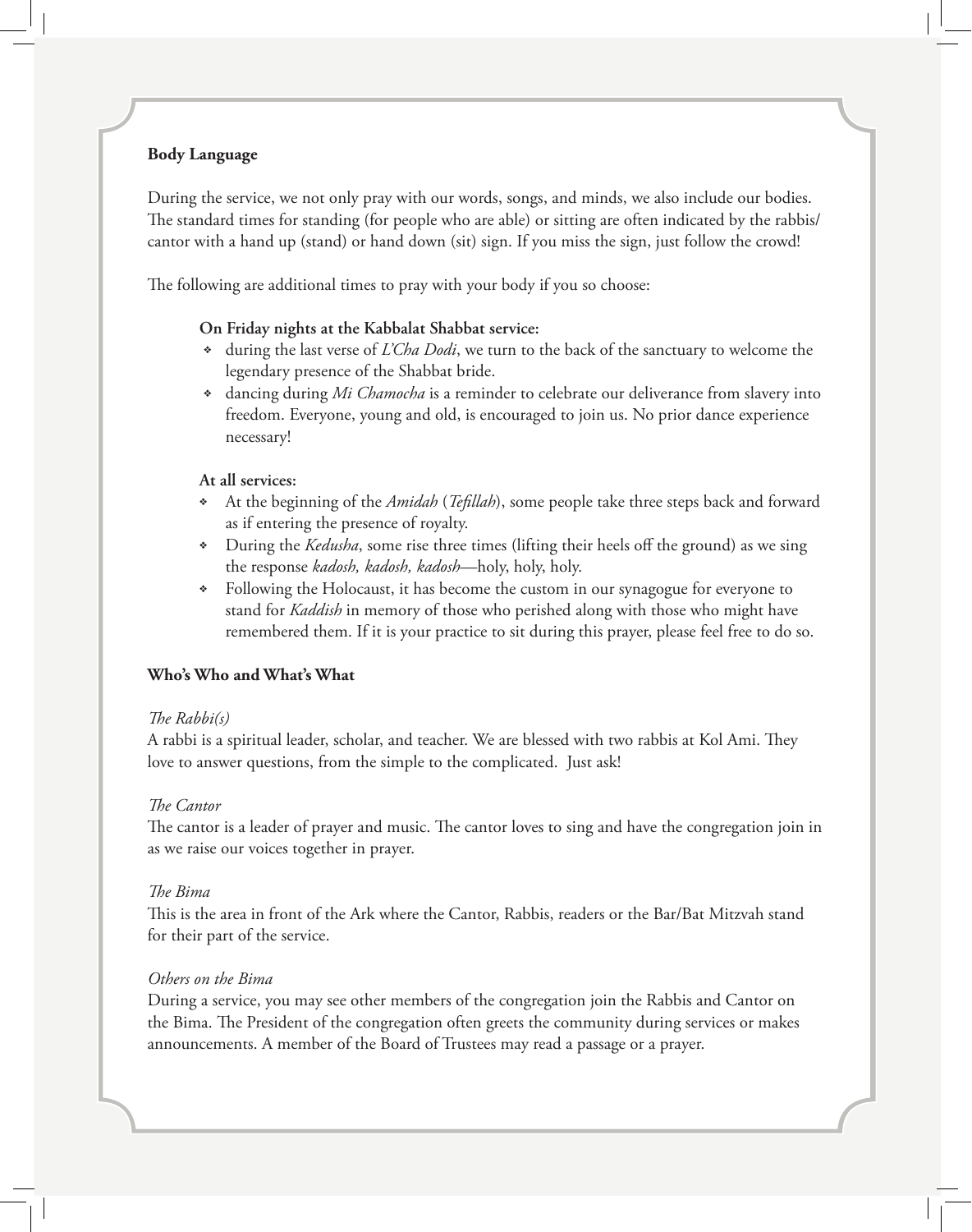**Body Language**

During the service, we not only pray with our words, songs, and minds, we also include our bodies. The standard times for standing (for people who are able) or sitting are often indicated by the rabbis/cantor with a hand up (stand) or hand down (sit) sign. If you miss the sign, just follow the crowd!

The following are additional times to pray with your body if you so choose:

**On Friday nights at the Kabbalat Shabbat service:**

- during the last verse of *L'Cha Dodi*, we turn to the back of the sanctuary to welcome the legendary presence of the Shabbat bride.
- dancing during *Mi Chamocha* is a reminder to celebrate our deliverance from slavery into freedom. Everyone, young and old, is encouraged to join us. No prior dance experience necessary!

**At all services:**

- At the beginning of the *Amidah* (*Tefillah*), some people take three steps back and forward as if entering the presence of royalty.
- During the *Kedusha*, some rise three times (lifting their heels off the ground) as we sing the response *kadosh, kadosh, kadosh*—holy, holy, holy.
- Following the Holocaust, it has become the custom in our synagogue for everyone to stand for *Kaddish* in memory of those who perished along with those who might have remembered them. If it is your practice to sit during this prayer, please feel free to do so.

**Who's Who and What's What**

*The Rabbi(s)*

A rabbi is a spiritual leader, scholar, and teacher. We are blessed with two rabbis at Kol Ami. They love to answer questions, from the simple to the complicated. Just ask!

*The Cantor*

The cantor is a leader of prayer and music. The cantor loves to sing and have the congregation join in as we raise our voices together in prayer.

*The Bima*

This is the area in front of the Ark where the Cantor, Rabbis, readers or the Bar/Bat Mitzvah stand for their part of the service.

*Others on the Bima*

During a service, you may see other members of the congregation join the Rabbis and Cantor on the Bima. The President of the congregation often greets the community during services or makes announcements. A member of the Board of Trustees may read a passage or a prayer.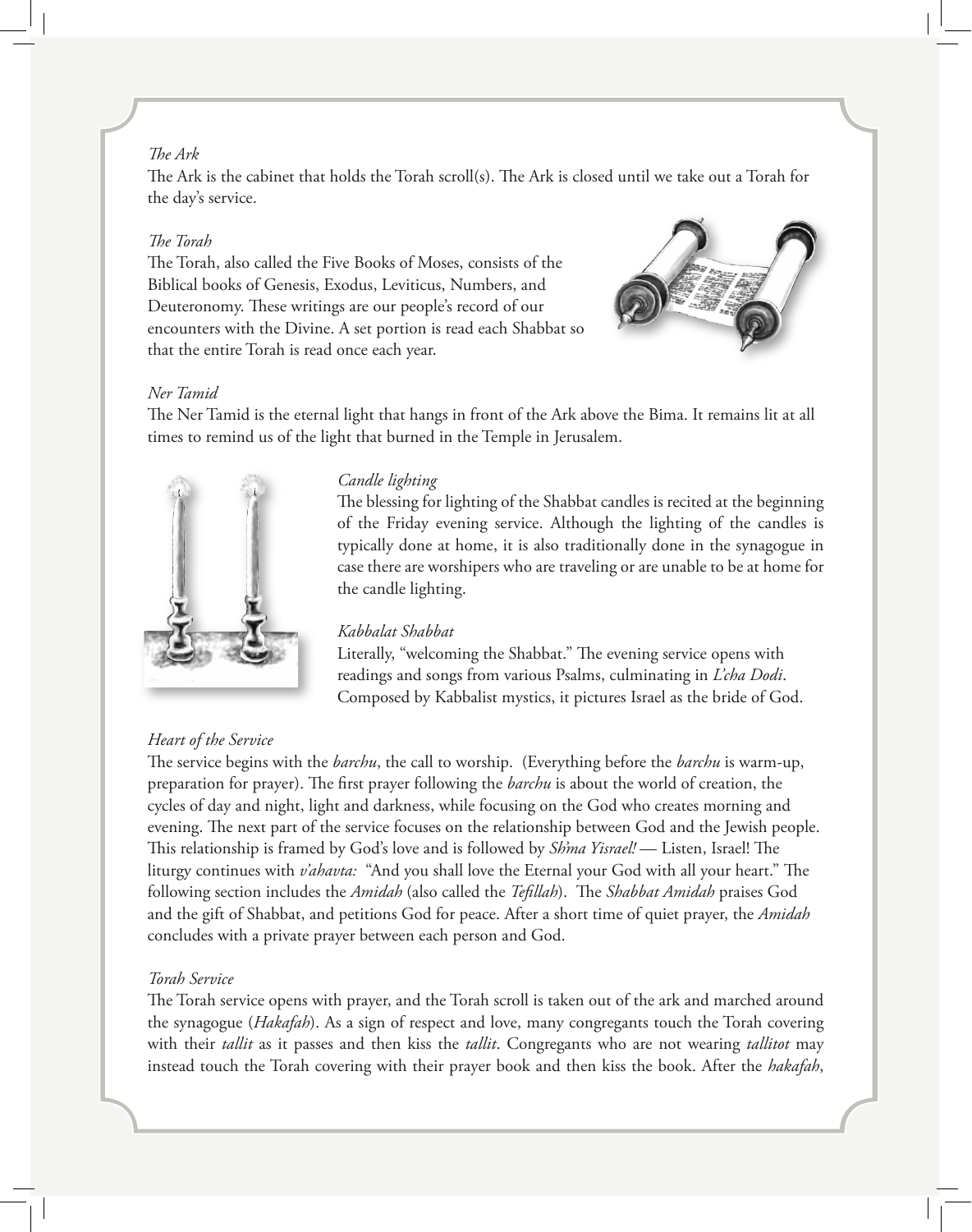*The Ark*

The Ark is the cabinet that holds the Torah scroll(s). The Ark is closed until we take out a Torah for the day's service.

*The Torah*

The Torah, also called the Five Books of Moses, consists of the Biblical books of Genesis, Exodus, Leviticus, Numbers, and Deuteronomy. These writings are our people's record of our encounters with the Divine. A set portion is read each Shabbat so that the entire Torah is read once each year.

*Ner Tamid*

The Ner Tamid is the eternal light that hangs in front of the Ark above the Bima. It remains lit at all times to remind us of the light that burned in the Temple in Jerusalem.

*Candle lighting*

The blessing for lighting of the Shabbat candles is recited at the beginning of the Friday evening service. Although the lighting of the candles is typically done at home, it is also traditionally done in the synagogue in case there are worshipers who are traveling or are unable to be at home for the candle lighting.

*Kabbalat Shabbat*

Literally, "welcoming the Shabbat." The evening service opens with readings and songs from various Psalms, culminating in *L'cha Dodi*. Composed by Kabbalist mystics, it pictures Israel as the bride of God.

*Heart of the Service*

The service begins with the *barchu*, the call to worship. (Everything before the *barchu* is warm-up, preparation for prayer). The first prayer following the *barchu* is about the world of creation, the cycles of day and night, light and darkness, while focusing on the God who creates morning and evening. The next part of the service focuses on the relationship between God and the Jewish people. This relationship is framed by God's love and is followed by *Sh'ma Yisrael!* — Listen, Israel! The liturgy continues with *v'ahavta:* "And you shall love the Eternal your God with all your heart." The following section includes the *Amidah* (also called the *Tefillah*). The *Shabbat Amidah* praises God and the gift of Shabbat, and petitions God for peace. After a short time of quiet prayer, the *Amidah* concludes with a private prayer between each person and God.

*Torah Service*

The Torah service opens with prayer, and the Torah scroll is taken out of the ark and marched around the synagogue (*Hakafah*). As a sign of respect and love, many congregants touch the Torah covering with their *tallit* as it passes and then kiss the *tallit*. Congregants who are not wearing *tallitot* may instead touch the Torah covering with their prayer book and then kiss the book. After the *hakafah*,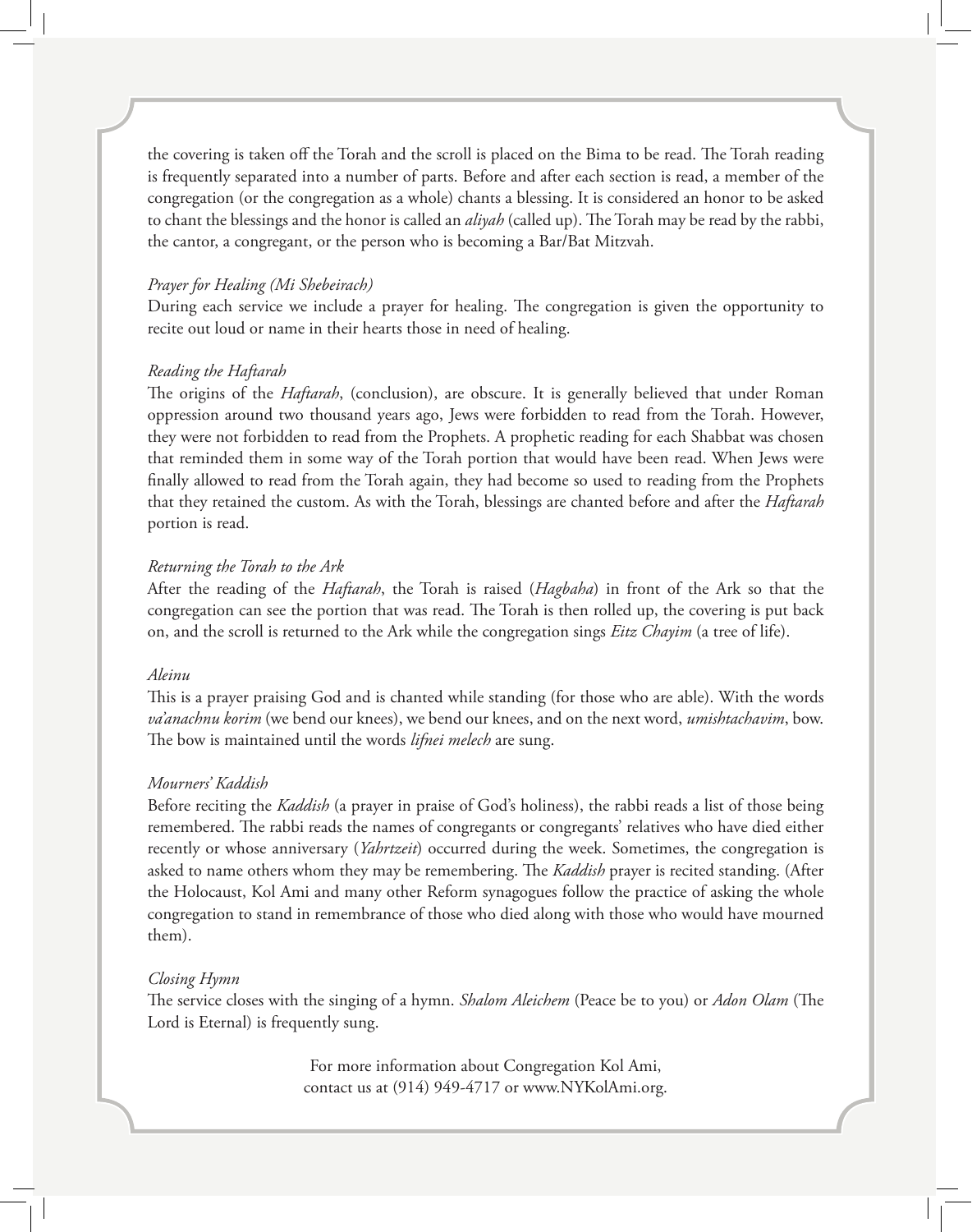the covering is taken off the Torah and the scroll is placed on the Bima to be read. The Torah reading is frequently separated into a number of parts. Before and after each section is read, a member of the congregation (or the congregation as a whole) chants a blessing. It is considered an honor to be asked to chant the blessings and the honor is called an *aliyah* (called up). The Torah may be read by the rabbi, the cantor, a congregant, or the person who is becoming a Bar/Bat Mitzvah.

*Prayer for Healing (Mi Shebeirach)*

During each service we include a prayer for healing. The congregation is given the opportunity to recite out loud or name in their hearts those in need of healing.

*Reading the Haftarah*

The origins of the *Haftarah*, (conclusion), are obscure. It is generally believed that under Roman oppression around two thousand years ago, Jews were forbidden to read from the Torah. However, they were not forbidden to read from the Prophets. A prophetic reading for each Shabbat was chosen that reminded them in some way of the Torah portion that would have been read. When Jews were finally allowed to read from the Torah again, they had become so used to reading from the Prophets that they retained the custom. As with the Torah, blessings are chanted before and after the *Haftarah* portion is read.

*Returning the Torah to the Ark*

After the reading of the *Haftarah*, the Torah is raised (*Hagbaha*) in front of the Ark so that the congregation can see the portion that was read. The Torah is then rolled up, the covering is put back on, and the scroll is returned to the Ark while the congregation sings *Eitz Chayim* (a tree of life).

*Aleinu*

This is a prayer praising God and is chanted while standing (for those who are able). With the words *va'anachnu korim* (we bend our knees), we bend our knees, and on the next word, *umishtachavim*, bow. The bow is maintained until the words *lifnei melech* are sung.

*Mourners' Kaddish*

Before reciting the *Kaddish* (a prayer in praise of God's holiness), the rabbi reads a list of those being remembered. The rabbi reads the names of congregants or congregants' relatives who have died either recently or whose anniversary (*Yahrtzeit*) occurred during the week. Sometimes, the congregation is asked to name others whom they may be remembering. The *Kaddish* prayer is recited standing. (After the Holocaust, Kol Ami and many other Reform synagogues follow the practice of asking the whole congregation to stand in remembrance of those who died along with those who would have mourned them).

*Closing Hymn*

The service closes with the singing of a hymn. *Shalom Aleichem* (Peace be to you) or *Adon Olam* (The Lord is Eternal) is frequently sung.

For more information about Congregation Kol Ami,
contact us at (914) 949-4717 or www.NYKolAmi.org.